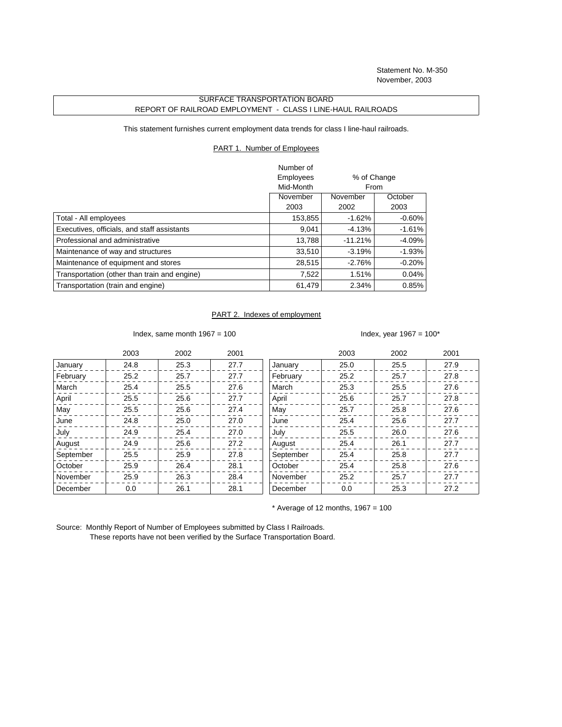Statement No. M-350
November, 2003

# SURFACE TRANSPORTATION BOARD
## REPORT OF RAILROAD EMPLOYMENT - CLASS I LINE-HAUL RAILROADS

This statement furnishes current employment data trends for class I line-haul railroads.

### PART 1. Number of Employees

| | Number of Employees Mid-Month | % of Change From | |
|---|---|---|---|
| | November 2003 | November 2002 | October 2003 |
| Total - All employees | 153,855 | -1.62% | -0.60% |
| Executives, officials, and staff assistants | 9,041 | -4.13% | -1.61% |
| Professional and administrative | 13,788 | -11.21% | -4.09% |
| Maintenance of way and structures | 33,510 | -3.19% | -1.93% |
| Maintenance of equipment and stores | 28,515 | -2.76% | -0.20% |
| Transportation (other than train and engine) | 7,522 | 1.51% | 0.04% |
| Transportation (train and engine) | 61,479 | 2.34% | 0.85% |

### PART 2. Indexes of employment

Index, same month 1967 = 100

| | 2003 | 2002 | 2001 |
|---|---|---|---|
| January | 24.8 | 25.3 | 27.7 |
| February | 25.2 | 25.7 | 27.7 |
| March | 25.4 | 25.5 | 27.6 |
| April | 25.5 | 25.6 | 27.7 |
| May | 25.5 | 25.6 | 27.4 |
| June | 24.8 | 25.0 | 27.0 |
| July | 24.9 | 25.4 | 27.0 |
| August | 24.9 | 25.6 | 27.2 |
| September | 25.5 | 25.9 | 27.8 |
| October | 25.9 | 26.4 | 28.1 |
| November | 25.9 | 26.3 | 28.4 |
| December | 0.0 | 26.1 | 28.1 |

Index, year 1967 = 100*

| | 2003 | 2002 | 2001 |
|---|---|---|---|
| January | 25.0 | 25.5 | 27.9 |
| February | 25.2 | 25.7 | 27.8 |
| March | 25.3 | 25.5 | 27.6 |
| April | 25.6 | 25.7 | 27.8 |
| May | 25.7 | 25.8 | 27.6 |
| June | 25.4 | 25.6 | 27.7 |
| July | 25.5 | 26.0 | 27.6 |
| August | 25.4 | 26.1 | 27.7 |
| September | 25.4 | 25.8 | 27.7 |
| October | 25.4 | 25.8 | 27.6 |
| November | 25.2 | 25.7 | 27.7 |
| December | 0.0 | 25.3 | 27.2 |

* Average of 12 months, 1967 = 100

Source: Monthly Report of Number of Employees submitted by Class I Railroads.
These reports have not been verified by the Surface Transportation Board.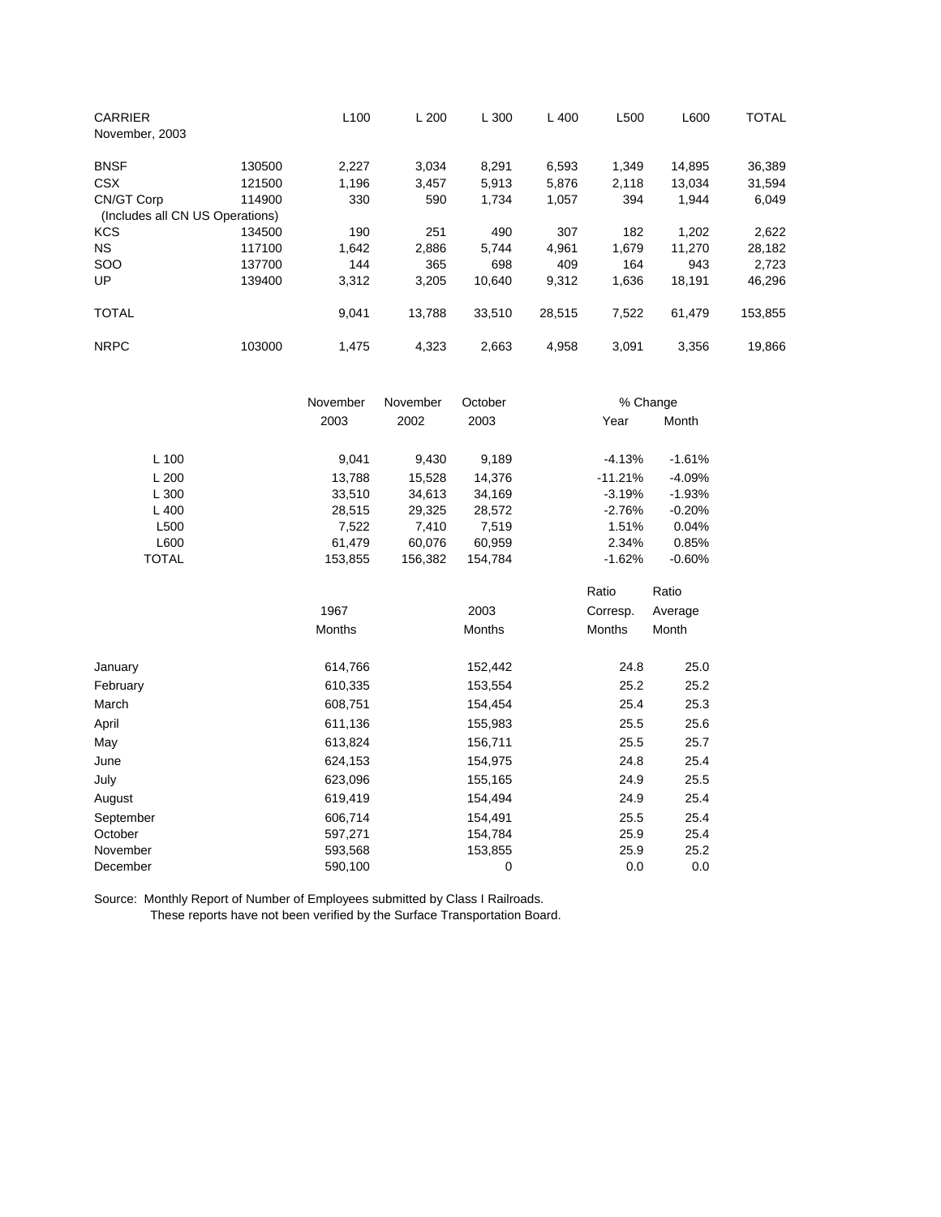| CARRIER<br>November, 2003 | | L100 | L 200 | L 300 | L 400 | L500 | L600 | TOTAL |
|---|---|---|---|---|---|---|---|---|
| BNSF | 130500 | 2,227 | 3,034 | 8,291 | 6,593 | 1,349 | 14,895 | 36,389 |
| CSX | 121500 | 1,196 | 3,457 | 5,913 | 5,876 | 2,118 | 13,034 | 31,594 |
| CN/GT Corp<br>(Includes all CN US Operations) | 114900 | 330 | 590 | 1,734 | 1,057 | 394 | 1,944 | 6,049 |
| KCS | 134500 | 190 | 251 | 490 | 307 | 182 | 1,202 | 2,622 |
| NS | 117100 | 1,642 | 2,886 | 5,744 | 4,961 | 1,679 | 11,270 | 28,182 |
| SOO | 137700 | 144 | 365 | 698 | 409 | 164 | 943 | 2,723 |
| UP | 139400 | 3,312 | 3,205 | 10,640 | 9,312 | 1,636 | 18,191 | 46,296 |
| TOTAL | | 9,041 | 13,788 | 33,510 | 28,515 | 7,522 | 61,479 | 153,855 |
| NRPC | 103000 | 1,475 | 4,323 | 2,663 | 4,958 | 3,091 | 3,356 | 19,866 |

| | November 2003 | November 2002 | October 2003 | % Change Year | % Change Month |
|---|---|---|---|---|---|
| L 100 | 9,041 | 9,430 | 9,189 | -4.13% | -1.61% |
| L 200 | 13,788 | 15,528 | 14,376 | -11.21% | -4.09% |
| L 300 | 33,510 | 34,613 | 34,169 | -3.19% | -1.93% |
| L 400 | 28,515 | 29,325 | 28,572 | -2.76% | -0.20% |
| L500 | 7,522 | 7,410 | 7,519 | 1.51% | 0.04% |
| L600 | 61,479 | 60,076 | 60,959 | 2.34% | 0.85% |
| TOTAL | 153,855 | 156,382 | 154,784 | -1.62% | -0.60% |

| | 1967 Months | 2003 Months | Ratio Corresp. Months | Ratio Average Month |
|---|---|---|---|---|
| January | 614,766 | 152,442 | 24.8 | 25.0 |
| February | 610,335 | 153,554 | 25.2 | 25.2 |
| March | 608,751 | 154,454 | 25.4 | 25.3 |
| April | 611,136 | 155,983 | 25.5 | 25.6 |
| May | 613,824 | 156,711 | 25.5 | 25.7 |
| June | 624,153 | 154,975 | 24.8 | 25.4 |
| July | 623,096 | 155,165 | 24.9 | 25.5 |
| August | 619,419 | 154,494 | 24.9 | 25.4 |
| September | 606,714 | 154,491 | 25.5 | 25.4 |
| October | 597,271 | 154,784 | 25.9 | 25.4 |
| November | 593,568 | 153,855 | 25.9 | 25.2 |
| December | 590,100 | 0 | 0.0 | 0.0 |

Source: Monthly Report of Number of Employees submitted by Class I Railroads.
These reports have not been verified by the Surface Transportation Board.